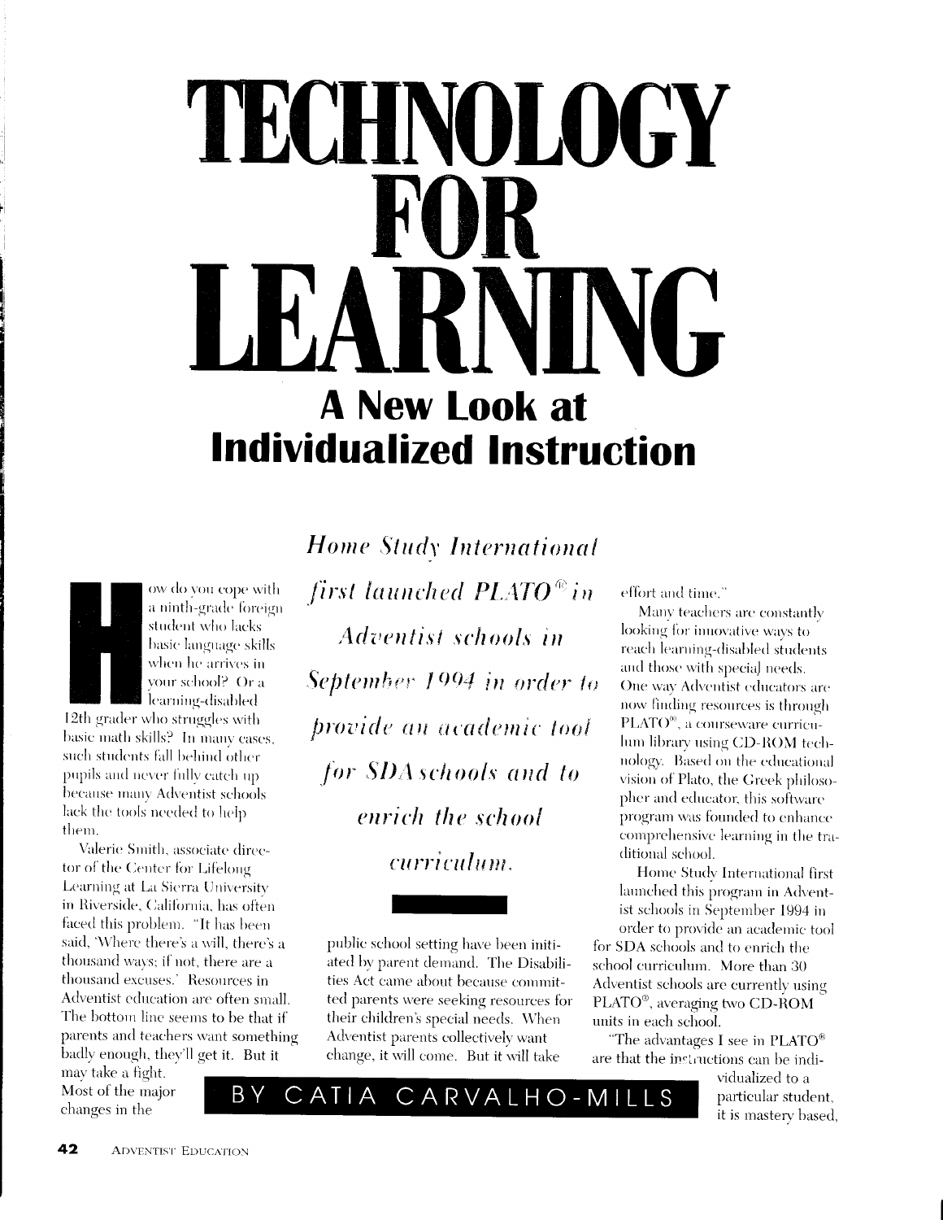# TECHNOLOGY FOR LEARNING

## A New Look at Individualized Instruction

**BY CATIA CARVALHO-MILLS**

How do you cope with a ninth-grade foreign student who lacks basic language skills when he arrives in your school? Or a learning-disabled 12th grader who struggles with basic math skills? In many cases, such students fall behind other pupils and never fully catch up because many Adventist schools lack the tools needed to help them.

Valerie Smith, associate director of the Center for Lifelong Learning at La Sierra University in Riverside, California, has often faced this problem. "It has been said, 'Where there's a will, there's a thousand ways; if not, there are a thousand excuses.' Resources in Adventist education are often small. The bottom line seems to be that if parents and teachers want something badly enough, they'll get it. But it may take a fight. Most of the major changes in the public school setting have been initiated by parent demand. The Disabilities Act came about because committed parents were seeking resources for their children's special needs. When Adventist parents collectively want change, it will come. But it will take effort and time."

> *Home Study International first launched PLATO® in Adventist schools in September 1994 in order to provide an academic tool for SDA schools and to enrich the school curriculum.*

Many teachers are constantly looking for innovative ways to reach learning-disabled students and those with special needs. One way Adventist educators are now finding resources is through PLATO®, a courseware curriculum library using CD-ROM technology. Based on the educational vision of Plato, the Greek philosopher and educator, this software program was founded to enhance comprehensive learning in the traditional school.

Home Study International first launched this program in Adventist schools in September 1994 in order to provide an academic tool for SDA schools and to enrich the school curriculum. More than 30 Adventist schools are currently using PLATO®, averaging two CD-ROM units in each school.

"The advantages I see in PLATO® are that the instructions can be individualized to a particular student, it is mastery based,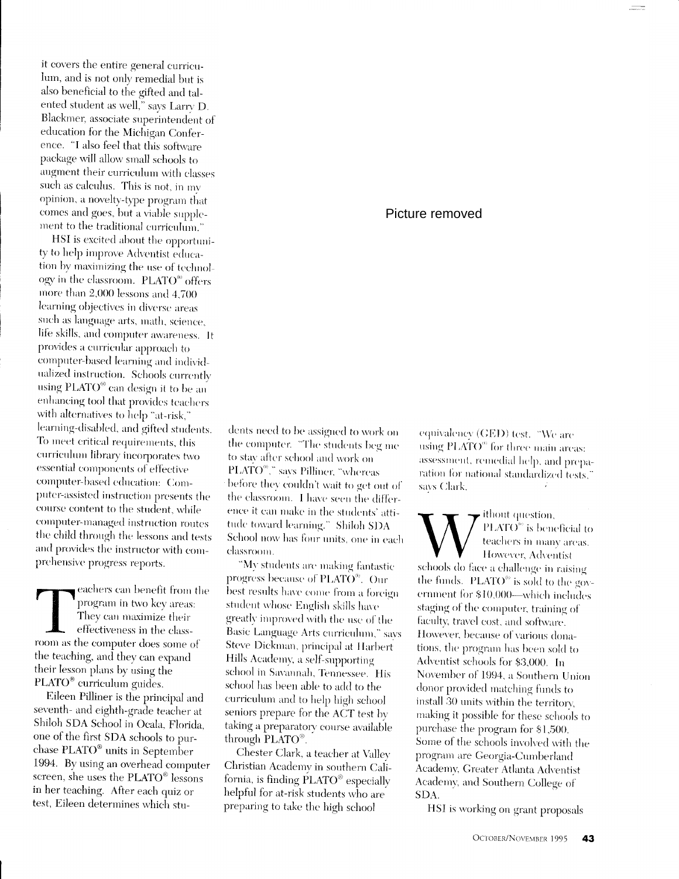it covers the entire general curriculum, and is not only remedial but is also beneficial to the gifted and talented student as well," says Larry D. Blackmer, associate superintendent of education for the Michigan Conference. "I also feel that this software package will allow small schools to augment their curriculum with classes such as calculus. This is not, in my opinion, a novelty-type program that comes and goes, but a viable supplement to the traditional curriculum."

HSI is excited about the opportunity to help improve Adventist education by maximizing the use of technology in the classroom. PLATO® offers more than 2,000 lessons and 4,700 learning objectives in diverse areas such as language arts, math, science, life skills, and computer awareness. It provides a curricular approach to computer-based learning and individualized instruction. Schools currently using PLATO® can design it to be an enhancing tool that provides teachers with alternatives to help "at-risk," learning-disabled, and gifted students. To meet critical requirements, this curriculum library incorporates two essential components of effective computer-based education: Computer-assisted instruction presents the course content to the student, while computer-managed instruction routes the child through the lessons and tests and provides the instructor with comprehensive progress reports.

Teachers can benefit from the program in two key areas: They can maximize their effectiveness in the classroom as the computer does some of the teaching, and they can expand their lesson plans by using the PLATO® curriculum guides.

Eileen Pilliner is the principal and seventh- and eighth-grade teacher at Shiloh SDA School in Ocala, Florida, one of the first SDA schools to purchase PLATO® units in September 1994. By using an overhead computer screen, she uses the PLATO® lessons in her teaching. After each quiz or test, Eileen determines which students need to be assigned to work on the computer. "The students beg me to stay after school and work on PLATO®," says Pilliner, "whereas before they couldn't wait to get out of the classroom. I have seen the difference it can make in the students' attitude toward learning." Shiloh SDA School now has four units, one in each classroom.

"My students are making fantastic progress because of PLATO®. Our best results have come from a foreign student whose English skills have greatly improved with the use of the Basic Language Arts curriculum," says Steve Dickman, principal at Harbert Hills Academy, a self-supporting school in Savannah, Tennessee. His school has been able to add to the curriculum and to help high school seniors prepare for the ACT test by taking a preparatory course available through PLATO®.

Chester Clark, a teacher at Valley Christian Academy in southern California, is finding PLATO® especially helpful for at-risk students who are preparing to take the high school equivalency (GED) test. "We are using PLATO® for three main areas: assessment, remedial help, and preparation for national standardized tests," says Clark.

Without question, PLATO® is beneficial to teachers in many areas. However, Adventist schools do face a challenge in raising the funds. PLATO® is sold to the government for $10,000—which includes staging of the computer, training of faculty, travel cost, and software. However, because of various donations, the program has been sold to Adventist schools for $3,000. In November of 1994, a Southern Union donor provided matching funds to install 30 units within the territory, making it possible for these schools to purchase the program for $1,500. Some of the schools involved with the program are Georgia-Cumberland Academy, Greater Atlanta Adventist Academy, and Southern College of SDA.

HSI is working on grant proposals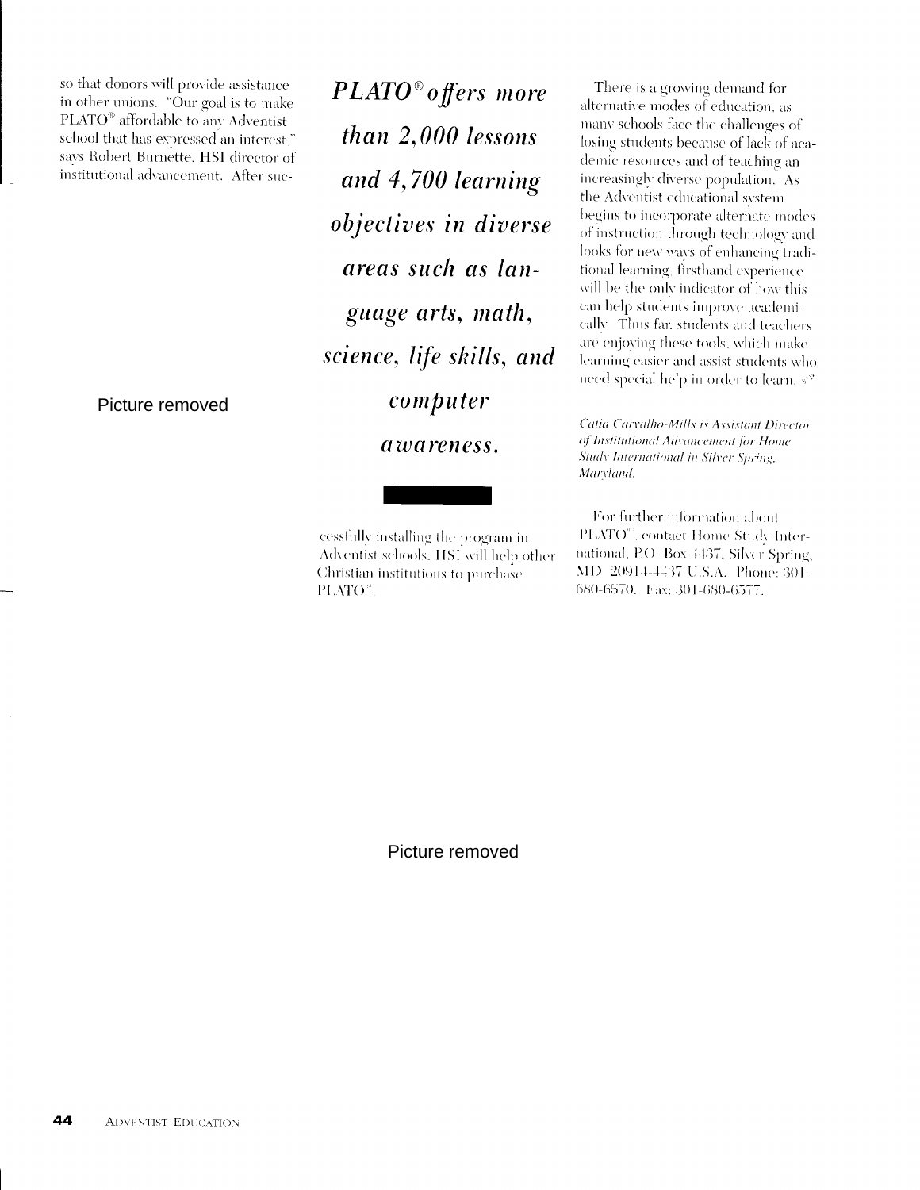so that donors will provide assistance in other unions. "Our goal is to make PLATO® affordable to any Adventist school that has expressed an interest," says Robert Burnette, HSI director of institutional advancement. After successfully installing the program in Adventist schools, HSI will help other Christian institutions to purchase PLATO®.

***PLATO® offers more than 2,000 lessons and 4,700 learning objectives in diverse areas such as language arts, math, science, life skills, and computer awareness.***

There is a growing demand for alternative modes of education, as many schools face the challenges of losing students because of lack of academic resources and of teaching an increasingly diverse population. As the Adventist educational system begins to incorporate alternate modes of instruction through technology and looks for new ways of enhancing traditional learning, firsthand experience will be the only indicator of how this can help students improve academically. Thus far, students and teachers are enjoying these tools, which make learning easier and assist students who need special help in order to learn.

*Catia Carvalho-Mills is Assistant Director of Institutional Advancement for Home Study International in Silver Spring, Maryland.*

For further information about PLATO®, contact Home Study International, P.O. Box 4437, Silver Spring, MD 20914-4437 U.S.A. Phone: 301-680-6570. Fax: 301-680-6577.

Picture removed

Picture removed